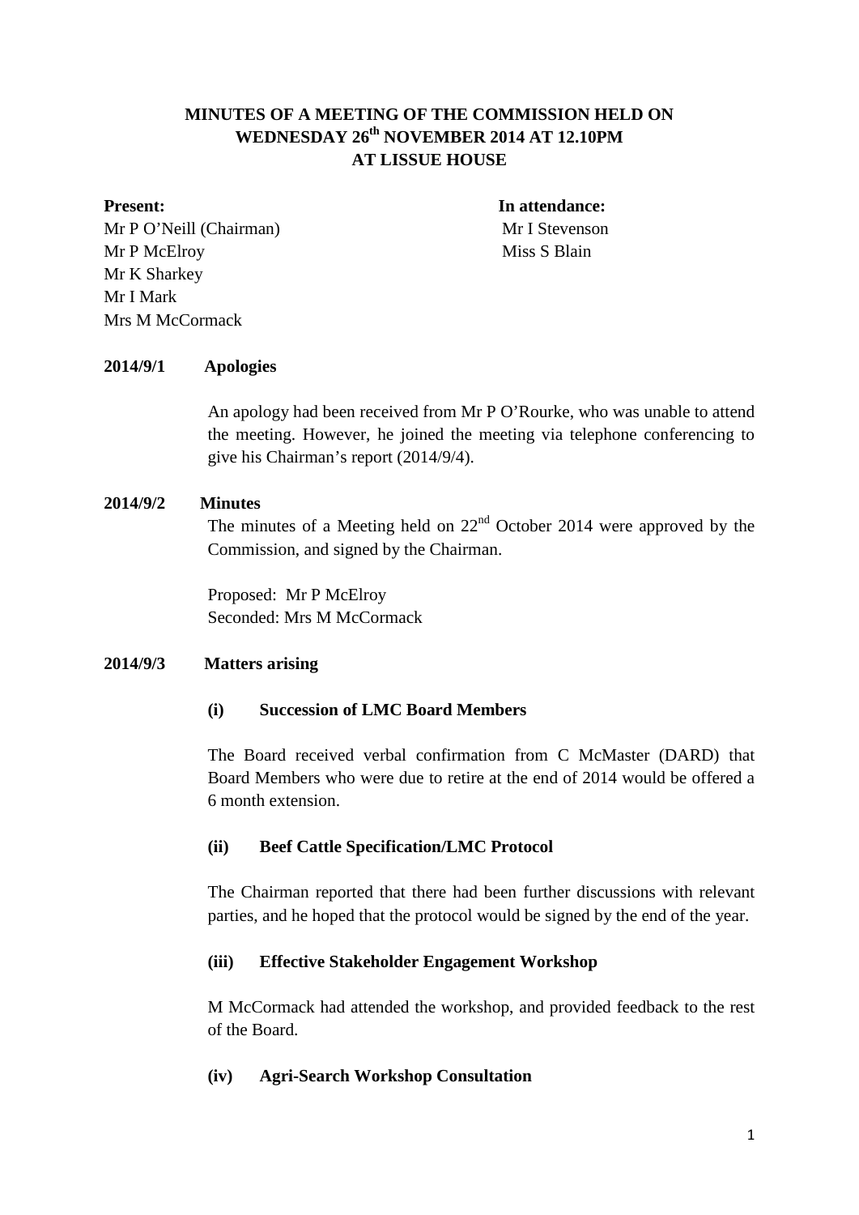# MINUTES OF A MEETING OF THE COMMISSION HELD ON WEDNESDAY 26th NOVEMBER 2014 AT 12.10PM AT LISSUE HOUSE

**Present:**
Mr P O'Neill (Chairman)
Mr P McElroy
Mr K Sharkey
Mr I Mark
Mrs M McCormack

**In attendance:**
Mr I Stevenson
Miss S Blain

**2014/9/1 Apologies**

An apology had been received from Mr P O'Rourke, who was unable to attend the meeting. However, he joined the meeting via telephone conferencing to give his Chairman's report (2014/9/4).

**2014/9/2 Minutes**

The minutes of a Meeting held on 22nd October 2014 were approved by the Commission, and signed by the Chairman.

Proposed: Mr P McElroy
Seconded: Mrs M McCormack

**2014/9/3 Matters arising**

**(i) Succession of LMC Board Members**

The Board received verbal confirmation from C McMaster (DARD) that Board Members who were due to retire at the end of 2014 would be offered a 6 month extension.

**(ii) Beef Cattle Specification/LMC Protocol**

The Chairman reported that there had been further discussions with relevant parties, and he hoped that the protocol would be signed by the end of the year.

**(iii) Effective Stakeholder Engagement Workshop**

M McCormack had attended the workshop, and provided feedback to the rest of the Board.

**(iv) Agri-Search Workshop Consultation**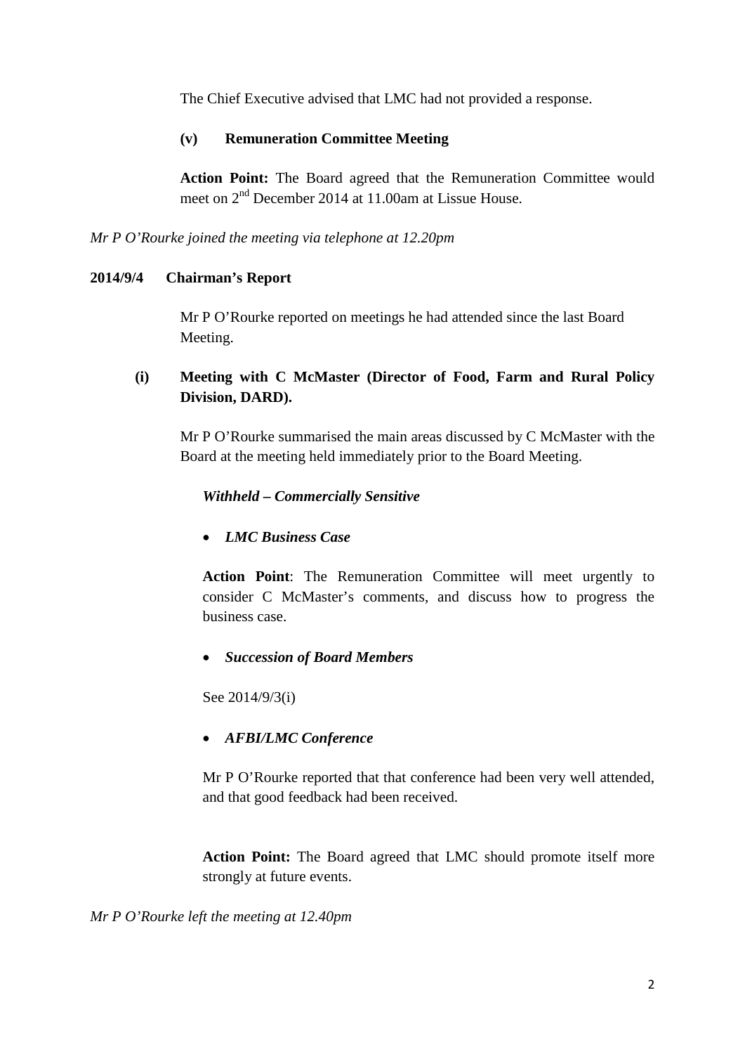The Chief Executive advised that LMC had not provided a response.

**(v) Remuneration Committee Meeting**

**Action Point:** The Board agreed that the Remuneration Committee would meet on 2nd December 2014 at 11.00am at Lissue House.

*Mr P O'Rourke joined the meeting via telephone at 12.20pm*

**2014/9/4 Chairman's Report**

Mr P O'Rourke reported on meetings he had attended since the last Board Meeting.

**(i) Meeting with C McMaster (Director of Food, Farm and Rural Policy Division, DARD).**

Mr P O'Rourke summarised the main areas discussed by C McMaster with the Board at the meeting held immediately prior to the Board Meeting.

***Withheld – Commercially Sensitive***

- ***LMC Business Case***

**Action Point**: The Remuneration Committee will meet urgently to consider C McMaster's comments, and discuss how to progress the business case.

- ***Succession of Board Members***

See 2014/9/3(i)

- ***AFBI/LMC Conference***

Mr P O'Rourke reported that that conference had been very well attended, and that good feedback had been received.

**Action Point:** The Board agreed that LMC should promote itself more strongly at future events.

*Mr P O'Rourke left the meeting at 12.40pm*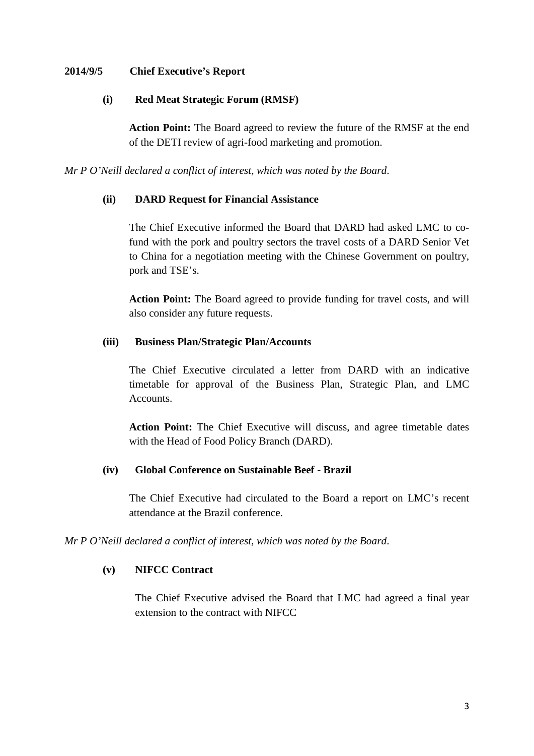**2014/9/5 Chief Executive's Report**

**(i) Red Meat Strategic Forum (RMSF)**

**Action Point:** The Board agreed to review the future of the RMSF at the end of the DETI review of agri-food marketing and promotion.

*Mr P O'Neill declared a conflict of interest, which was noted by the Board*.

**(ii) DARD Request for Financial Assistance**

The Chief Executive informed the Board that DARD had asked LMC to co-fund with the pork and poultry sectors the travel costs of a DARD Senior Vet to China for a negotiation meeting with the Chinese Government on poultry, pork and TSE's.

**Action Point:** The Board agreed to provide funding for travel costs, and will also consider any future requests.

**(iii) Business Plan/Strategic Plan/Accounts**

The Chief Executive circulated a letter from DARD with an indicative timetable for approval of the Business Plan, Strategic Plan, and LMC Accounts.

**Action Point:** The Chief Executive will discuss, and agree timetable dates with the Head of Food Policy Branch (DARD).

**(iv) Global Conference on Sustainable Beef - Brazil**

The Chief Executive had circulated to the Board a report on LMC's recent attendance at the Brazil conference.

*Mr P O'Neill declared a conflict of interest, which was noted by the Board*.

**(v) NIFCC Contract**

The Chief Executive advised the Board that LMC had agreed a final year extension to the contract with NIFCC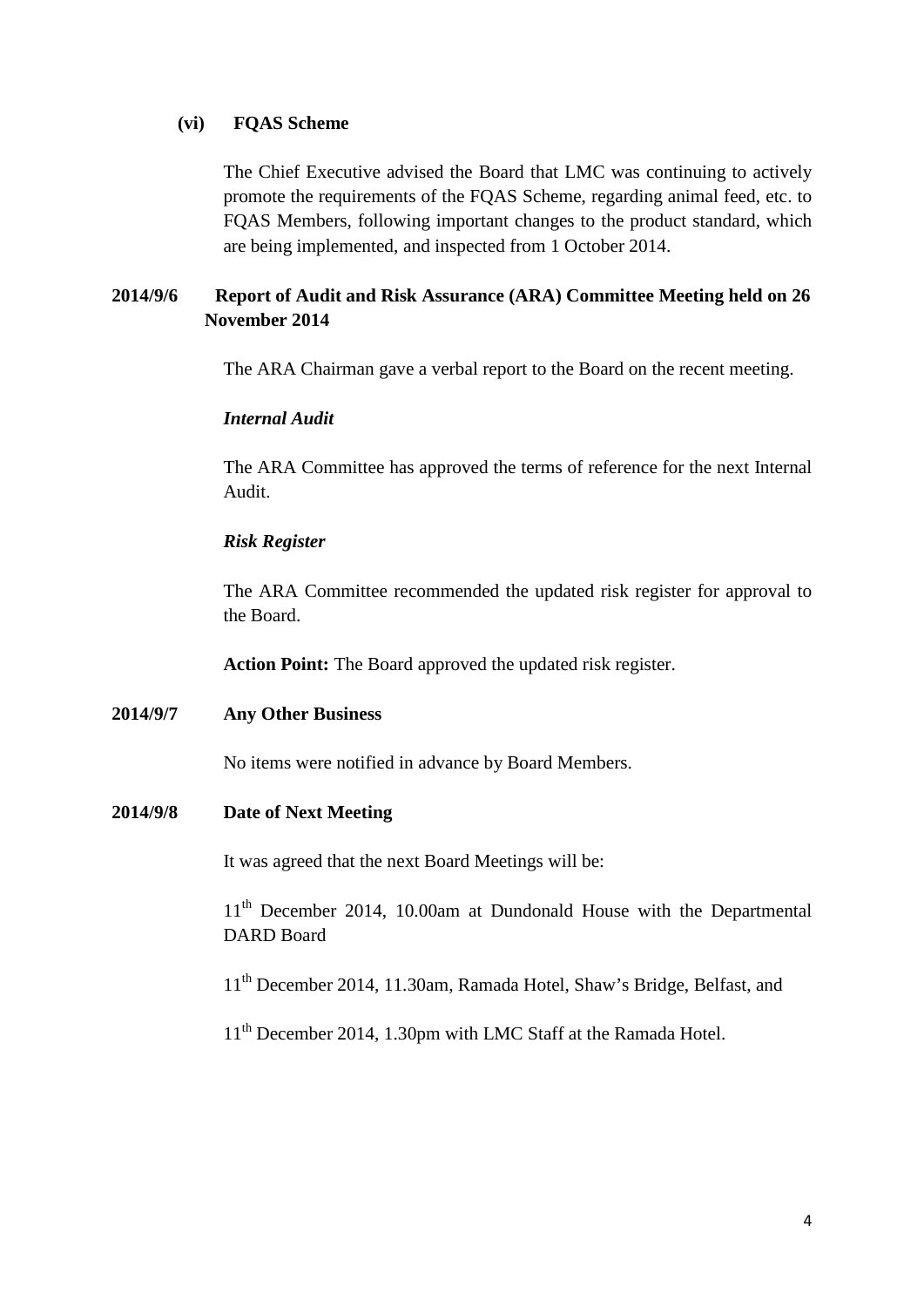**(vi) FQAS Scheme**

The Chief Executive advised the Board that LMC was continuing to actively promote the requirements of the FQAS Scheme, regarding animal feed, etc. to FQAS Members, following important changes to the product standard, which are being implemented, and inspected from 1 October 2014.

**2014/9/6 Report of Audit and Risk Assurance (ARA) Committee Meeting held on 26 November 2014**

The ARA Chairman gave a verbal report to the Board on the recent meeting.

***Internal Audit***

The ARA Committee has approved the terms of reference for the next Internal Audit.

***Risk Register***

The ARA Committee recommended the updated risk register for approval to the Board.

**Action Point:** The Board approved the updated risk register.

**2014/9/7 Any Other Business**

No items were notified in advance by Board Members.

**2014/9/8 Date of Next Meeting**

It was agreed that the next Board Meetings will be:

11th December 2014, 10.00am at Dundonald House with the Departmental DARD Board

11th December 2014, 11.30am, Ramada Hotel, Shaw's Bridge, Belfast, and

11th December 2014, 1.30pm with LMC Staff at the Ramada Hotel.